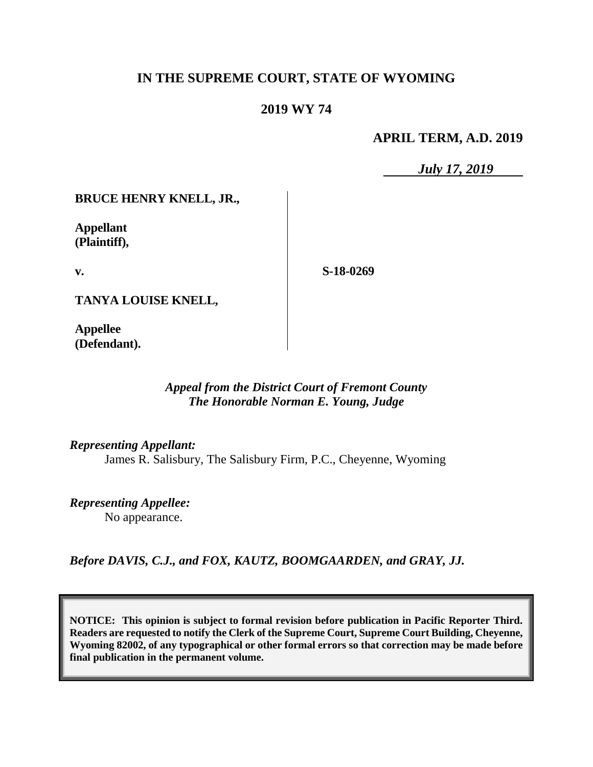**IN THE SUPREME COURT, STATE OF WYOMING**

**2019 WY 74**

**APRIL TERM, A.D. 2019**

*July 17, 2019*

**BRUCE HENRY KNELL, JR.,**

**Appellant**
**(Plaintiff),**

**v.**

**S-18-0269**

**TANYA LOUISE KNELL,**

**Appellee**
**(Defendant).**

*Appeal from the District Court of Fremont County*
*The Honorable Norman E. Young, Judge*

*Representing Appellant:*
James R. Salisbury, The Salisbury Firm, P.C., Cheyenne, Wyoming

*Representing Appellee:*
No appearance.

*Before DAVIS, C.J., and FOX, KAUTZ, BOOMGAARDEN, and GRAY, JJ.*

**NOTICE: This opinion is subject to formal revision before publication in Pacific Reporter Third. Readers are requested to notify the Clerk of the Supreme Court, Supreme Court Building, Cheyenne, Wyoming 82002, of any typographical or other formal errors so that correction may be made before final publication in the permanent volume.**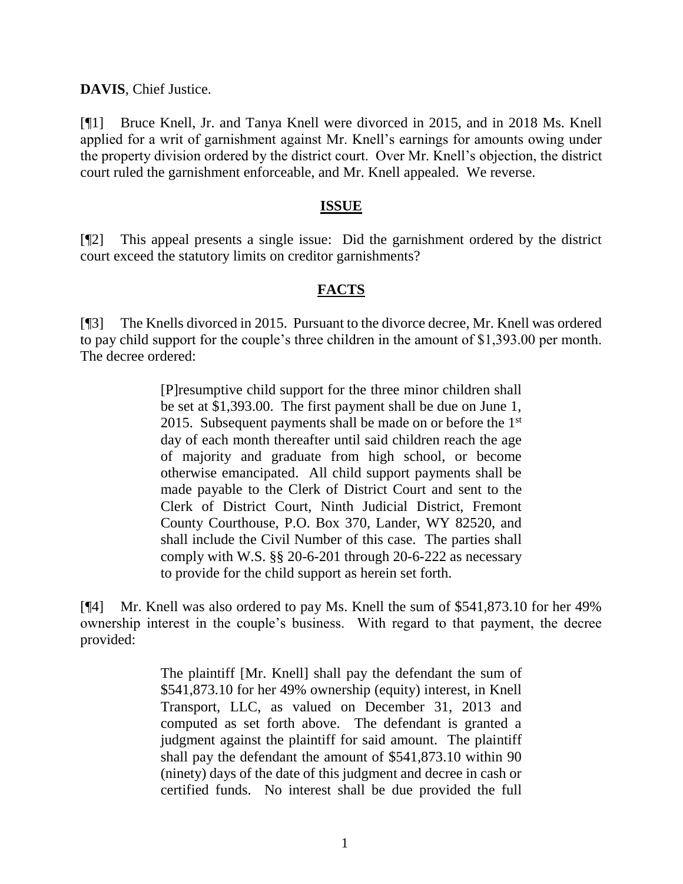**DAVIS**, Chief Justice.

[¶1] Bruce Knell, Jr. and Tanya Knell were divorced in 2015, and in 2018 Ms. Knell applied for a writ of garnishment against Mr. Knell's earnings for amounts owing under the property division ordered by the district court. Over Mr. Knell's objection, the district court ruled the garnishment enforceable, and Mr. Knell appealed. We reverse.

## ISSUE

[¶2] This appeal presents a single issue: Did the garnishment ordered by the district court exceed the statutory limits on creditor garnishments?

## FACTS

[¶3] The Knells divorced in 2015. Pursuant to the divorce decree, Mr. Knell was ordered to pay child support for the couple's three children in the amount of $1,393.00 per month. The decree ordered:

> [P]resumptive child support for the three minor children shall be set at $1,393.00. The first payment shall be due on June 1, 2015. Subsequent payments shall be made on or before the 1st day of each month thereafter until said children reach the age of majority and graduate from high school, or become otherwise emancipated. All child support payments shall be made payable to the Clerk of District Court and sent to the Clerk of District Court, Ninth Judicial District, Fremont County Courthouse, P.O. Box 370, Lander, WY 82520, and shall include the Civil Number of this case. The parties shall comply with W.S. §§ 20-6-201 through 20-6-222 as necessary to provide for the child support as herein set forth.

[¶4] Mr. Knell was also ordered to pay Ms. Knell the sum of $541,873.10 for her 49% ownership interest in the couple's business. With regard to that payment, the decree provided:

> The plaintiff [Mr. Knell] shall pay the defendant the sum of $541,873.10 for her 49% ownership (equity) interest, in Knell Transport, LLC, as valued on December 31, 2013 and computed as set forth above. The defendant is granted a judgment against the plaintiff for said amount. The plaintiff shall pay the defendant the amount of $541,873.10 within 90 (ninety) days of the date of this judgment and decree in cash or certified funds. No interest shall be due provided the full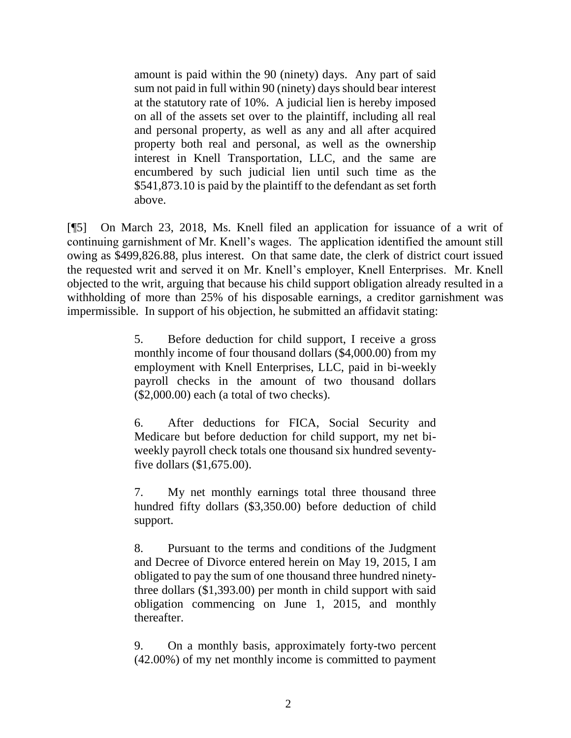> amount is paid within the 90 (ninety) days. Any part of said sum not paid in full within 90 (ninety) days should bear interest at the statutory rate of 10%. A judicial lien is hereby imposed on all of the assets set over to the plaintiff, including all real and personal property, as well as any and all after acquired property both real and personal, as well as the ownership interest in Knell Transportation, LLC, and the same are encumbered by such judicial lien until such time as the $541,873.10 is paid by the plaintiff to the defendant as set forth above.

[¶5] On March 23, 2018, Ms. Knell filed an application for issuance of a writ of continuing garnishment of Mr. Knell's wages. The application identified the amount still owing as $499,826.88, plus interest. On that same date, the clerk of district court issued the requested writ and served it on Mr. Knell's employer, Knell Enterprises. Mr. Knell objected to the writ, arguing that because his child support obligation already resulted in a withholding of more than 25% of his disposable earnings, a creditor garnishment was impermissible. In support of his objection, he submitted an affidavit stating:

> 5. Before deduction for child support, I receive a gross monthly income of four thousand dollars ($4,000.00) from my employment with Knell Enterprises, LLC, paid in bi-weekly payroll checks in the amount of two thousand dollars ($2,000.00) each (a total of two checks).
>
> 6. After deductions for FICA, Social Security and Medicare but before deduction for child support, my net bi-weekly payroll check totals one thousand six hundred seventy-five dollars ($1,675.00).
>
> 7. My net monthly earnings total three thousand three hundred fifty dollars ($3,350.00) before deduction of child support.
>
> 8. Pursuant to the terms and conditions of the Judgment and Decree of Divorce entered herein on May 19, 2015, I am obligated to pay the sum of one thousand three hundred ninety-three dollars ($1,393.00) per month in child support with said obligation commencing on June 1, 2015, and monthly thereafter.
>
> 9. On a monthly basis, approximately forty-two percent (42.00%) of my net monthly income is committed to payment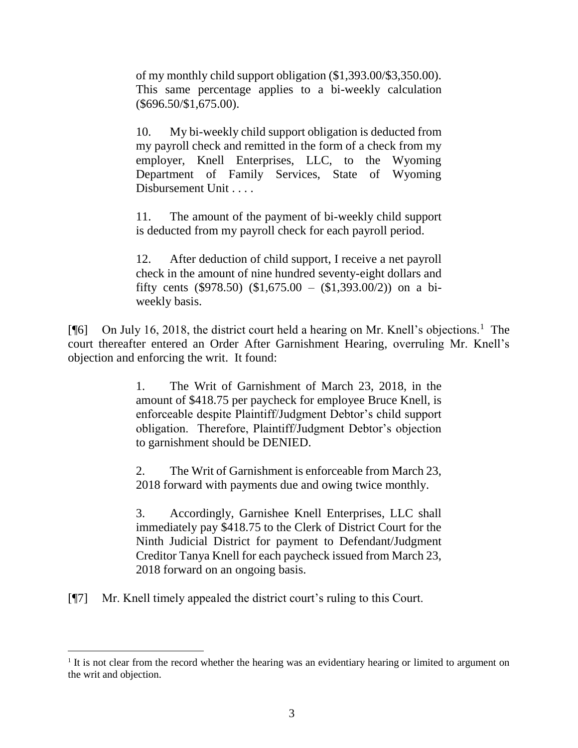> of my monthly child support obligation ($1,393.00/$3,350.00). This same percentage applies to a bi-weekly calculation ($696.50/$1,675.00).
>
> 10. My bi-weekly child support obligation is deducted from my payroll check and remitted in the form of a check from my employer, Knell Enterprises, LLC, to the Wyoming Department of Family Services, State of Wyoming Disbursement Unit . . . .
>
> 11. The amount of the payment of bi-weekly child support is deducted from my payroll check for each payroll period.
>
> 12. After deduction of child support, I receive a net payroll check in the amount of nine hundred seventy-eight dollars and fifty cents ($978.50) ($1,675.00 – ($1,393.00/2)) on a bi-weekly basis.

[¶6] On July 16, 2018, the district court held a hearing on Mr. Knell's objections.[1] The court thereafter entered an Order After Garnishment Hearing, overruling Mr. Knell's objection and enforcing the writ. It found:

> 1. The Writ of Garnishment of March 23, 2018, in the amount of $418.75 per paycheck for employee Bruce Knell, is enforceable despite Plaintiff/Judgment Debtor's child support obligation. Therefore, Plaintiff/Judgment Debtor's objection to garnishment should be DENIED.
>
> 2. The Writ of Garnishment is enforceable from March 23, 2018 forward with payments due and owing twice monthly.
>
> 3. Accordingly, Garnishee Knell Enterprises, LLC shall immediately pay $418.75 to the Clerk of District Court for the Ninth Judicial District for payment to Defendant/Judgment Creditor Tanya Knell for each paycheck issued from March 23, 2018 forward on an ongoing basis.

[¶7] Mr. Knell timely appealed the district court's ruling to this Court.

---

[1] It is not clear from the record whether the hearing was an evidentiary hearing or limited to argument on the writ and objection.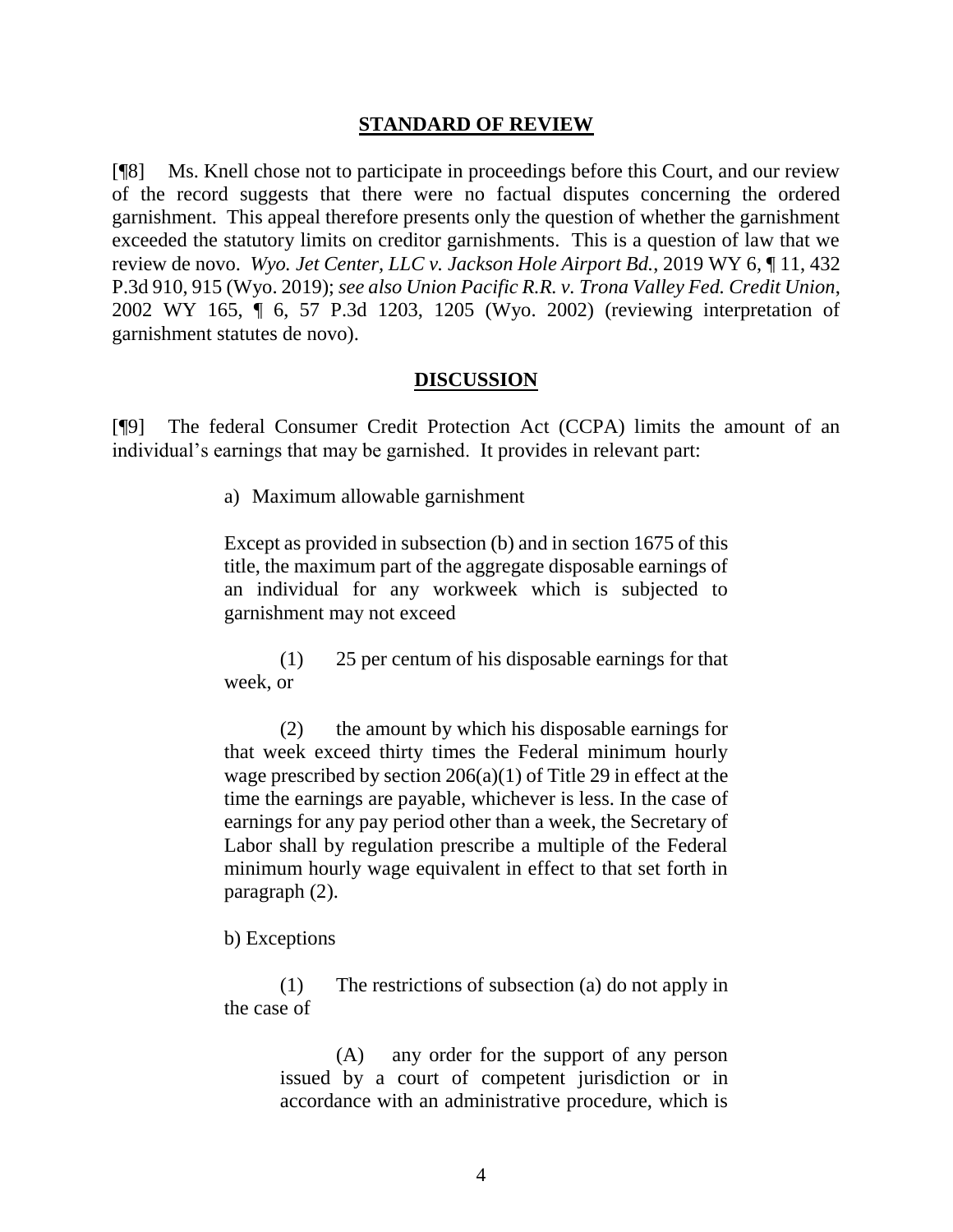## STANDARD OF REVIEW

[¶8] Ms. Knell chose not to participate in proceedings before this Court, and our review of the record suggests that there were no factual disputes concerning the ordered garnishment. This appeal therefore presents only the question of whether the garnishment exceeded the statutory limits on creditor garnishments. This is a question of law that we review de novo. *Wyo. Jet Center, LLC v. Jackson Hole Airport Bd.*, 2019 WY 6, ¶ 11, 432 P.3d 910, 915 (Wyo. 2019); *see also Union Pacific R.R. v. Trona Valley Fed. Credit Union*, 2002 WY 165, ¶ 6, 57 P.3d 1203, 1205 (Wyo. 2002) (reviewing interpretation of garnishment statutes de novo).

## DISCUSSION

[¶9] The federal Consumer Credit Protection Act (CCPA) limits the amount of an individual's earnings that may be garnished. It provides in relevant part:

> a) Maximum allowable garnishment
>
> Except as provided in subsection (b) and in section 1675 of this title, the maximum part of the aggregate disposable earnings of an individual for any workweek which is subjected to garnishment may not exceed
>
> (1) 25 per centum of his disposable earnings for that week, or
>
> (2) the amount by which his disposable earnings for that week exceed thirty times the Federal minimum hourly wage prescribed by section 206(a)(1) of Title 29 in effect at the time the earnings are payable, whichever is less. In the case of earnings for any pay period other than a week, the Secretary of Labor shall by regulation prescribe a multiple of the Federal minimum hourly wage equivalent in effect to that set forth in paragraph (2).
>
> b) Exceptions
>
> (1) The restrictions of subsection (a) do not apply in the case of
>
> > (A) any order for the support of any person issued by a court of competent jurisdiction or in accordance with an administrative procedure, which is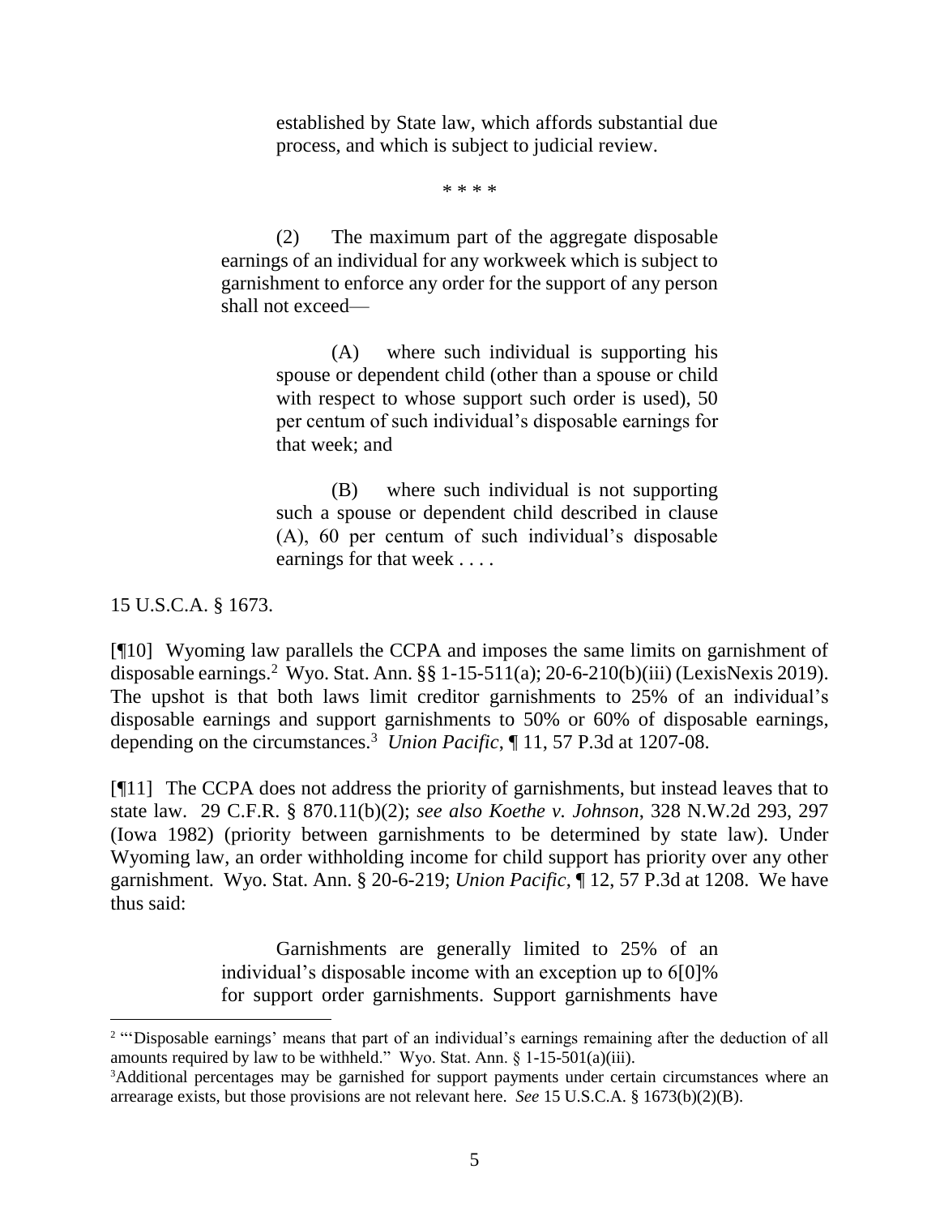> established by State law, which affords substantial due process, and which is subject to judicial review.
>
> * * * *
>
> (2) The maximum part of the aggregate disposable earnings of an individual for any workweek which is subject to garnishment to enforce any order for the support of any person shall not exceed—
>
> > (A) where such individual is supporting his spouse or dependent child (other than a spouse or child with respect to whose support such order is used), 50 per centum of such individual's disposable earnings for that week; and
> >
> > (B) where such individual is not supporting such a spouse or dependent child described in clause (A), 60 per centum of such individual's disposable earnings for that week . . . .

15 U.S.C.A. § 1673.

[¶10] Wyoming law parallels the CCPA and imposes the same limits on garnishment of disposable earnings.[2] Wyo. Stat. Ann. §§ 1-15-511(a); 20-6-210(b)(iii) (LexisNexis 2019). The upshot is that both laws limit creditor garnishments to 25% of an individual's disposable earnings and support garnishments to 50% or 60% of disposable earnings, depending on the circumstances.[3] *Union Pacific*, ¶ 11, 57 P.3d at 1207-08.

[¶11] The CCPA does not address the priority of garnishments, but instead leaves that to state law. 29 C.F.R. § 870.11(b)(2); *see also Koethe v. Johnson*, 328 N.W.2d 293, 297 (Iowa 1982) (priority between garnishments to be determined by state law). Under Wyoming law, an order withholding income for child support has priority over any other garnishment. Wyo. Stat. Ann. § 20-6-219; *Union Pacific*, ¶ 12, 57 P.3d at 1208. We have thus said:

> Garnishments are generally limited to 25% of an individual's disposable income with an exception up to 6[0]% for support order garnishments. Support garnishments have

---

[2] "'Disposable earnings' means that part of an individual's earnings remaining after the deduction of all amounts required by law to be withheld." Wyo. Stat. Ann. § 1-15-501(a)(iii).

[3] Additional percentages may be garnished for support payments under certain circumstances where an arrearage exists, but those provisions are not relevant here. *See* 15 U.S.C.A. § 1673(b)(2)(B).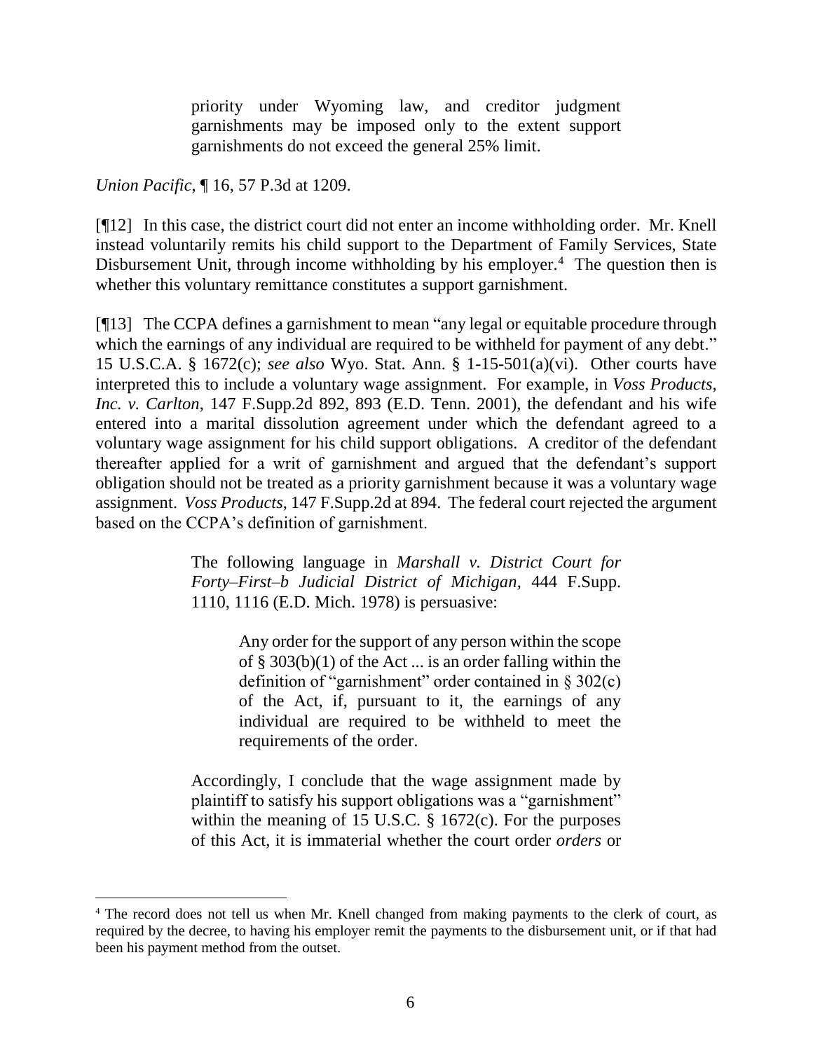> priority under Wyoming law, and creditor judgment garnishments may be imposed only to the extent support garnishments do not exceed the general 25% limit.

*Union Pacific*, ¶ 16, 57 P.3d at 1209.

[¶12] In this case, the district court did not enter an income withholding order. Mr. Knell instead voluntarily remits his child support to the Department of Family Services, State Disbursement Unit, through income withholding by his employer.[4] The question then is whether this voluntary remittance constitutes a support garnishment.

[¶13] The CCPA defines a garnishment to mean "any legal or equitable procedure through which the earnings of any individual are required to be withheld for payment of any debt." 15 U.S.C.A. § 1672(c); *see also* Wyo. Stat. Ann. § 1-15-501(a)(vi). Other courts have interpreted this to include a voluntary wage assignment. For example, in *Voss Products, Inc. v. Carlton*, 147 F.Supp.2d 892, 893 (E.D. Tenn. 2001), the defendant and his wife entered into a marital dissolution agreement under which the defendant agreed to a voluntary wage assignment for his child support obligations. A creditor of the defendant thereafter applied for a writ of garnishment and argued that the defendant's support obligation should not be treated as a priority garnishment because it was a voluntary wage assignment. *Voss Products*, 147 F.Supp.2d at 894. The federal court rejected the argument based on the CCPA's definition of garnishment.

> The following language in *Marshall v. District Court for Forty–First–b Judicial District of Michigan*, 444 F.Supp. 1110, 1116 (E.D. Mich. 1978) is persuasive:
>
> > Any order for the support of any person within the scope of § 303(b)(1) of the Act ... is an order falling within the definition of "garnishment" order contained in § 302(c) of the Act, if, pursuant to it, the earnings of any individual are required to be withheld to meet the requirements of the order.
>
> Accordingly, I conclude that the wage assignment made by plaintiff to satisfy his support obligations was a "garnishment" within the meaning of 15 U.S.C. § 1672(c). For the purposes of this Act, it is immaterial whether the court order *orders* or

---

[4] The record does not tell us when Mr. Knell changed from making payments to the clerk of court, as required by the decree, to having his employer remit the payments to the disbursement unit, or if that had been his payment method from the outset.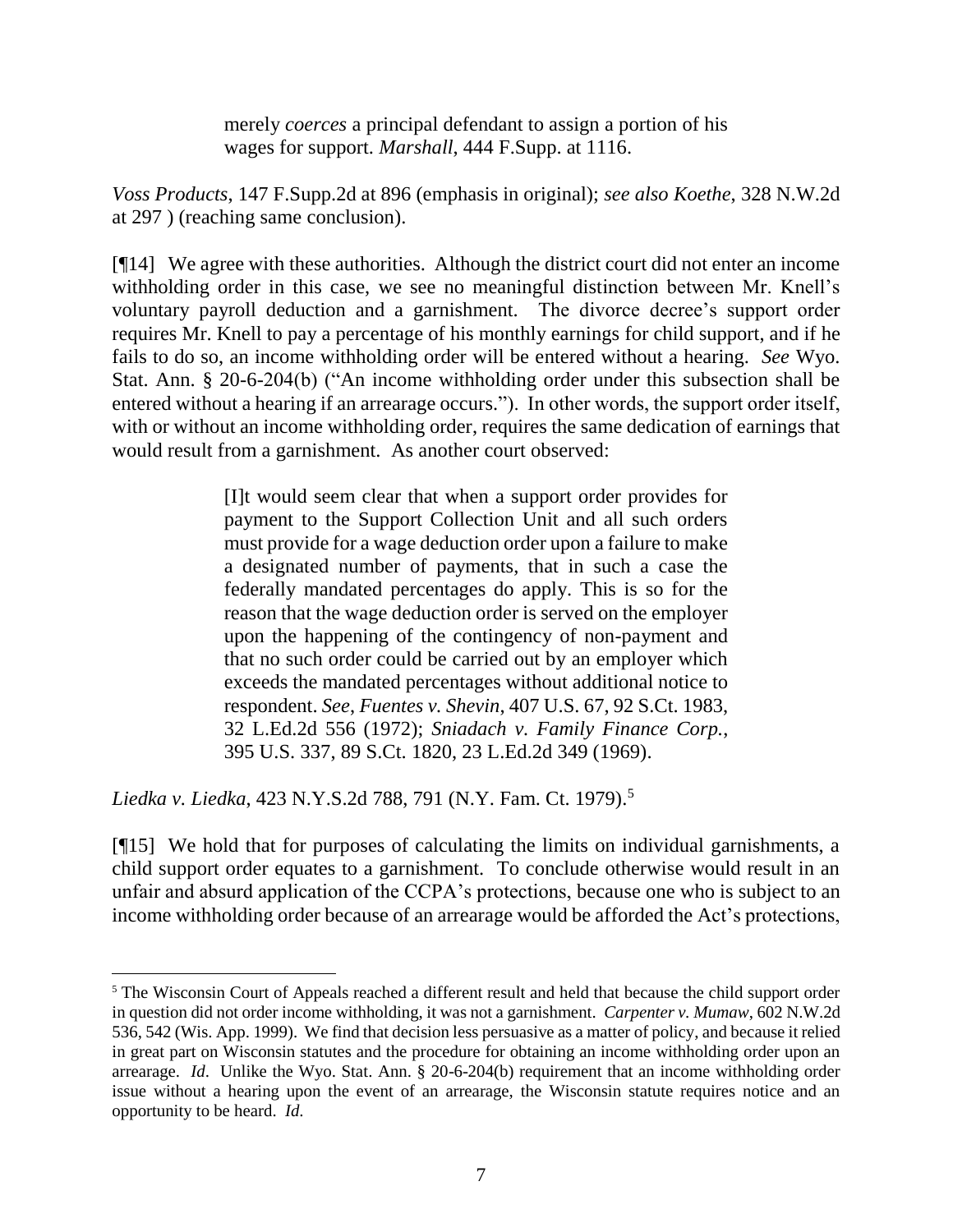> merely *coerces* a principal defendant to assign a portion of his wages for support. *Marshall*, 444 F.Supp. at 1116.

*Voss Products*, 147 F.Supp.2d at 896 (emphasis in original); *see also Koethe*, 328 N.W.2d at 297 ) (reaching same conclusion).

[¶14] We agree with these authorities. Although the district court did not enter an income withholding order in this case, we see no meaningful distinction between Mr. Knell's voluntary payroll deduction and a garnishment. The divorce decree's support order requires Mr. Knell to pay a percentage of his monthly earnings for child support, and if he fails to do so, an income withholding order will be entered without a hearing. *See* Wyo. Stat. Ann. § 20-6-204(b) ("An income withholding order under this subsection shall be entered without a hearing if an arrearage occurs."). In other words, the support order itself, with or without an income withholding order, requires the same dedication of earnings that would result from a garnishment. As another court observed:

> [I]t would seem clear that when a support order provides for payment to the Support Collection Unit and all such orders must provide for a wage deduction order upon a failure to make a designated number of payments, that in such a case the federally mandated percentages do apply. This is so for the reason that the wage deduction order is served on the employer upon the happening of the contingency of non-payment and that no such order could be carried out by an employer which exceeds the mandated percentages without additional notice to respondent. *See*, *Fuentes v. Shevin*, 407 U.S. 67, 92 S.Ct. 1983, 32 L.Ed.2d 556 (1972); *Sniadach v. Family Finance Corp.*, 395 U.S. 337, 89 S.Ct. 1820, 23 L.Ed.2d 349 (1969).

*Liedka v. Liedka*, 423 N.Y.S.2d 788, 791 (N.Y. Fam. Ct. 1979).[5]

[¶15] We hold that for purposes of calculating the limits on individual garnishments, a child support order equates to a garnishment. To conclude otherwise would result in an unfair and absurd application of the CCPA's protections, because one who is subject to an income withholding order because of an arrearage would be afforded the Act's protections,

---

[5] The Wisconsin Court of Appeals reached a different result and held that because the child support order in question did not order income withholding, it was not a garnishment. *Carpenter v. Mumaw*, 602 N.W.2d 536, 542 (Wis. App. 1999). We find that decision less persuasive as a matter of policy, and because it relied in great part on Wisconsin statutes and the procedure for obtaining an income withholding order upon an arrearage. *Id*. Unlike the Wyo. Stat. Ann. § 20-6-204(b) requirement that an income withholding order issue without a hearing upon the event of an arrearage, the Wisconsin statute requires notice and an opportunity to be heard. *Id*.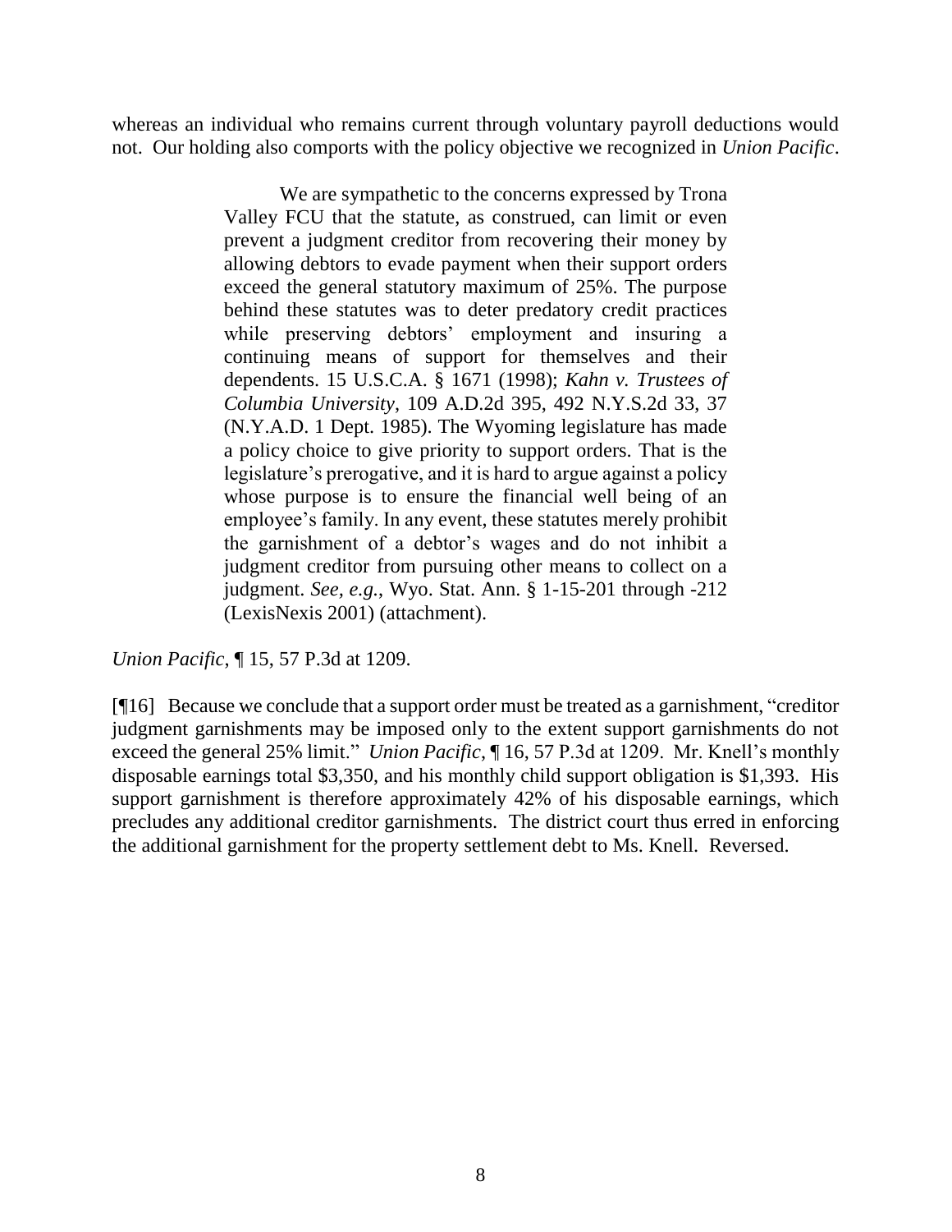whereas an individual who remains current through voluntary payroll deductions would not. Our holding also comports with the policy objective we recognized in *Union Pacific*.

> We are sympathetic to the concerns expressed by Trona Valley FCU that the statute, as construed, can limit or even prevent a judgment creditor from recovering their money by allowing debtors to evade payment when their support orders exceed the general statutory maximum of 25%. The purpose behind these statutes was to deter predatory credit practices while preserving debtors' employment and insuring a continuing means of support for themselves and their dependents. 15 U.S.C.A. § 1671 (1998); *Kahn v. Trustees of Columbia University*, 109 A.D.2d 395, 492 N.Y.S.2d 33, 37 (N.Y.A.D. 1 Dept. 1985). The Wyoming legislature has made a policy choice to give priority to support orders. That is the legislature's prerogative, and it is hard to argue against a policy whose purpose is to ensure the financial well being of an employee's family. In any event, these statutes merely prohibit the garnishment of a debtor's wages and do not inhibit a judgment creditor from pursuing other means to collect on a judgment. *See, e.g.*, Wyo. Stat. Ann. § 1-15-201 through -212 (LexisNexis 2001) (attachment).

*Union Pacific*, ¶ 15, 57 P.3d at 1209.

[¶16] Because we conclude that a support order must be treated as a garnishment, "creditor judgment garnishments may be imposed only to the extent support garnishments do not exceed the general 25% limit." *Union Pacific*, ¶ 16, 57 P.3d at 1209. Mr. Knell's monthly disposable earnings total $3,350, and his monthly child support obligation is $1,393. His support garnishment is therefore approximately 42% of his disposable earnings, which precludes any additional creditor garnishments. The district court thus erred in enforcing the additional garnishment for the property settlement debt to Ms. Knell. Reversed.